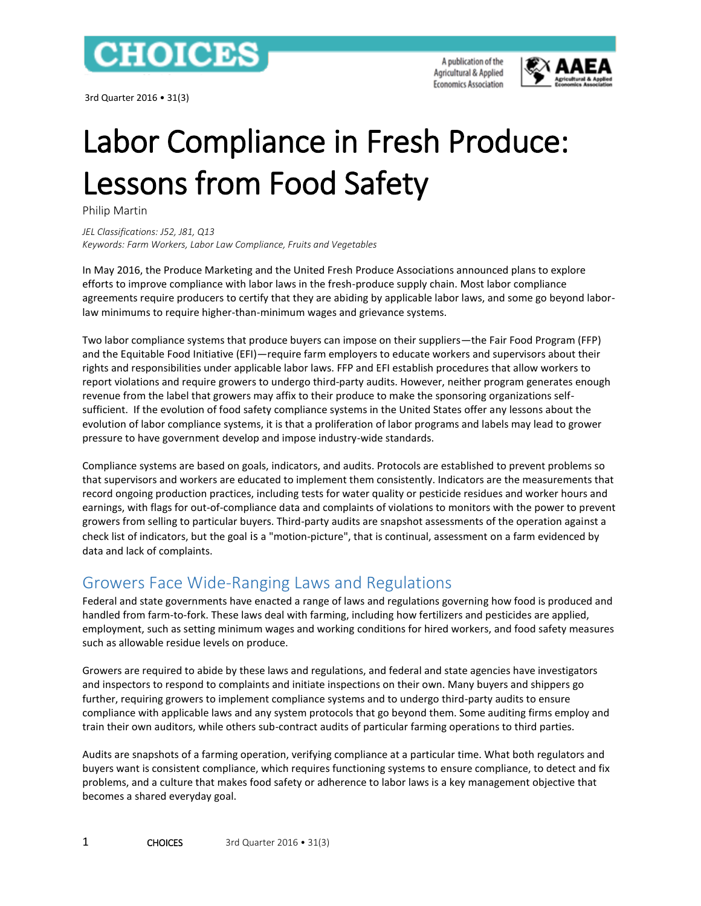# Labor Compliance in Fresh Produce: Lessons from Food Safety

Philip Martin

*JEL Classifications: J52, J81, Q13*
*Keywords: Farm Workers, Labor Law Compliance, Fruits and Vegetables*

In May 2016, the Produce Marketing and the United Fresh Produce Associations announced plans to explore efforts to improve compliance with labor laws in the fresh-produce supply chain. Most labor compliance agreements require producers to certify that they are abiding by applicable labor laws, and some go beyond labor-law minimums to require higher-than-minimum wages and grievance systems.

Two labor compliance systems that produce buyers can impose on their suppliers—the Fair Food Program (FFP) and the Equitable Food Initiative (EFI)—require farm employers to educate workers and supervisors about their rights and responsibilities under applicable labor laws. FFP and EFI establish procedures that allow workers to report violations and require growers to undergo third-party audits. However, neither program generates enough revenue from the label that growers may affix to their produce to make the sponsoring organizations self-sufficient. If the evolution of food safety compliance systems in the United States offer any lessons about the evolution of labor compliance systems, it is that a proliferation of labor programs and labels may lead to grower pressure to have government develop and impose industry-wide standards.

Compliance systems are based on goals, indicators, and audits. Protocols are established to prevent problems so that supervisors and workers are educated to implement them consistently. Indicators are the measurements that record ongoing production practices, including tests for water quality or pesticide residues and worker hours and earnings, with flags for out-of-compliance data and complaints of violations to monitors with the power to prevent growers from selling to particular buyers. Third-party audits are snapshot assessments of the operation against a check list of indicators, but the goal is a "motion-picture", that is continual, assessment on a farm evidenced by data and lack of complaints.

## Growers Face Wide-Ranging Laws and Regulations

Federal and state governments have enacted a range of laws and regulations governing how food is produced and handled from farm-to-fork. These laws deal with farming, including how fertilizers and pesticides are applied, employment, such as setting minimum wages and working conditions for hired workers, and food safety measures such as allowable residue levels on produce.

Growers are required to abide by these laws and regulations, and federal and state agencies have investigators and inspectors to respond to complaints and initiate inspections on their own. Many buyers and shippers go further, requiring growers to implement compliance systems and to undergo third-party audits to ensure compliance with applicable laws and any system protocols that go beyond them. Some auditing firms employ and train their own auditors, while others sub-contract audits of particular farming operations to third parties.

Audits are snapshots of a farming operation, verifying compliance at a particular time. What both regulators and buyers want is consistent compliance, which requires functioning systems to ensure compliance, to detect and fix problems, and a culture that makes food safety or adherence to labor laws is a key management objective that becomes a shared everyday goal.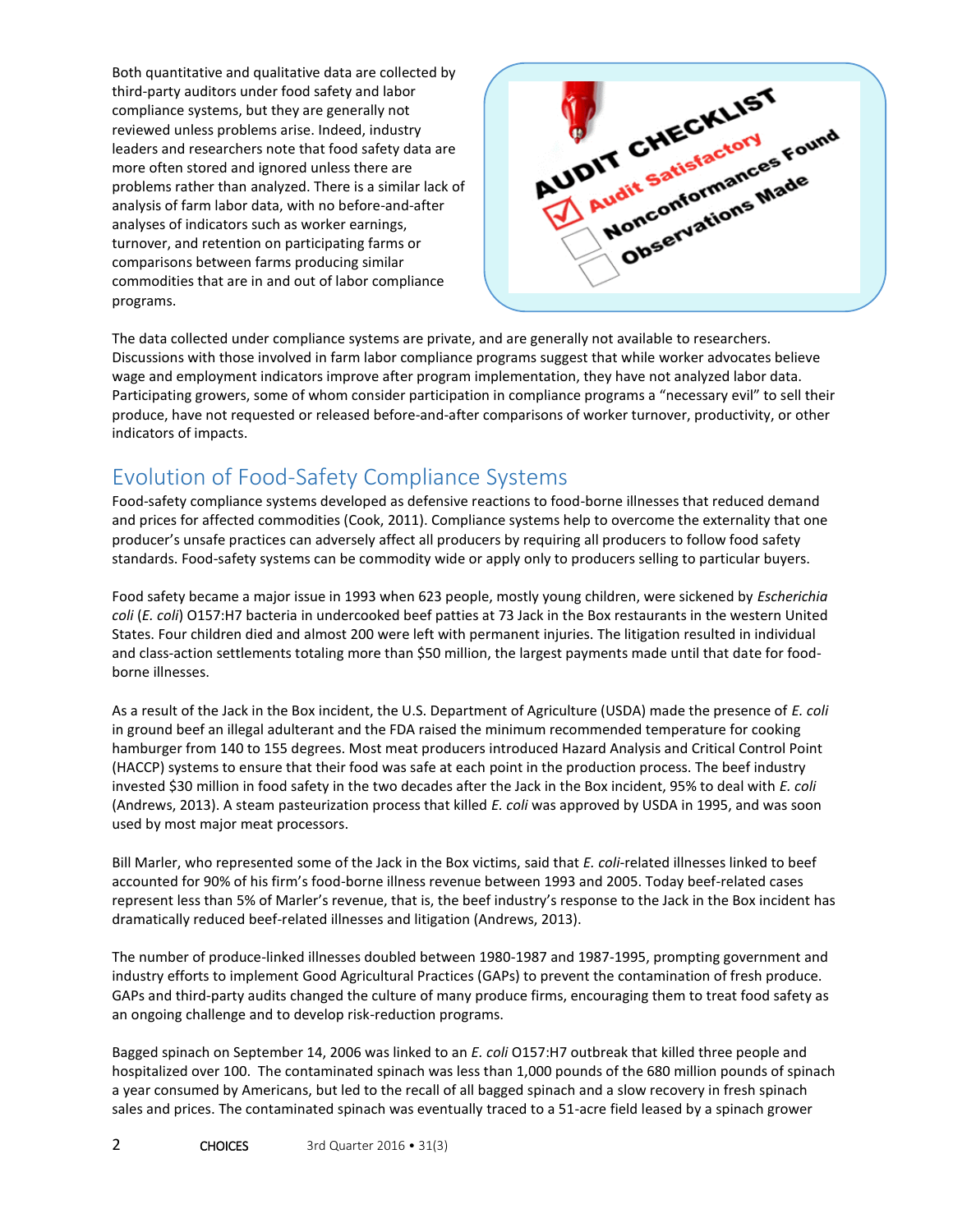Both quantitative and qualitative data are collected by third-party auditors under food safety and labor compliance systems, but they are generally not reviewed unless problems arise. Indeed, industry leaders and researchers note that food safety data are more often stored and ignored unless there are problems rather than analyzed. There is a similar lack of analysis of farm labor data, with no before-and-after analyses of indicators such as worker earnings, turnover, and retention on participating farms or comparisons between farms producing similar commodities that are in and out of labor compliance programs.

The data collected under compliance systems are private, and are generally not available to researchers. Discussions with those involved in farm labor compliance programs suggest that while worker advocates believe wage and employment indicators improve after program implementation, they have not analyzed labor data. Participating growers, some of whom consider participation in compliance programs a "necessary evil" to sell their produce, have not requested or released before-and-after comparisons of worker turnover, productivity, or other indicators of impacts.

## Evolution of Food-Safety Compliance Systems

Food-safety compliance systems developed as defensive reactions to food-borne illnesses that reduced demand and prices for affected commodities (Cook, 2011). Compliance systems help to overcome the externality that one producer's unsafe practices can adversely affect all producers by requiring all producers to follow food safety standards. Food-safety systems can be commodity wide or apply only to producers selling to particular buyers.

Food safety became a major issue in 1993 when 623 people, mostly young children, were sickened by *Escherichia coli* (*E. coli*) O157:H7 bacteria in undercooked beef patties at 73 Jack in the Box restaurants in the western United States. Four children died and almost 200 were left with permanent injuries. The litigation resulted in individual and class-action settlements totaling more than $50 million, the largest payments made until that date for food-borne illnesses.

As a result of the Jack in the Box incident, the U.S. Department of Agriculture (USDA) made the presence of *E. coli* in ground beef an illegal adulterant and the FDA raised the minimum recommended temperature for cooking hamburger from 140 to 155 degrees. Most meat producers introduced Hazard Analysis and Critical Control Point (HACCP) systems to ensure that their food was safe at each point in the production process. The beef industry invested $30 million in food safety in the two decades after the Jack in the Box incident, 95% to deal with *E. coli* (Andrews, 2013). A steam pasteurization process that killed *E. coli* was approved by USDA in 1995, and was soon used by most major meat processors.

Bill Marler, who represented some of the Jack in the Box victims, said that *E. coli*-related illnesses linked to beef accounted for 90% of his firm's food-borne illness revenue between 1993 and 2005. Today beef-related cases represent less than 5% of Marler's revenue, that is, the beef industry's response to the Jack in the Box incident has dramatically reduced beef-related illnesses and litigation (Andrews, 2013).

The number of produce-linked illnesses doubled between 1980-1987 and 1987-1995, prompting government and industry efforts to implement Good Agricultural Practices (GAPs) to prevent the contamination of fresh produce. GAPs and third-party audits changed the culture of many produce firms, encouraging them to treat food safety as an ongoing challenge and to develop risk-reduction programs.

Bagged spinach on September 14, 2006 was linked to an *E. coli* O157:H7 outbreak that killed three people and hospitalized over 100. The contaminated spinach was less than 1,000 pounds of the 680 million pounds of spinach a year consumed by Americans, but led to the recall of all bagged spinach and a slow recovery in fresh spinach sales and prices. The contaminated spinach was eventually traced to a 51-acre field leased by a spinach grower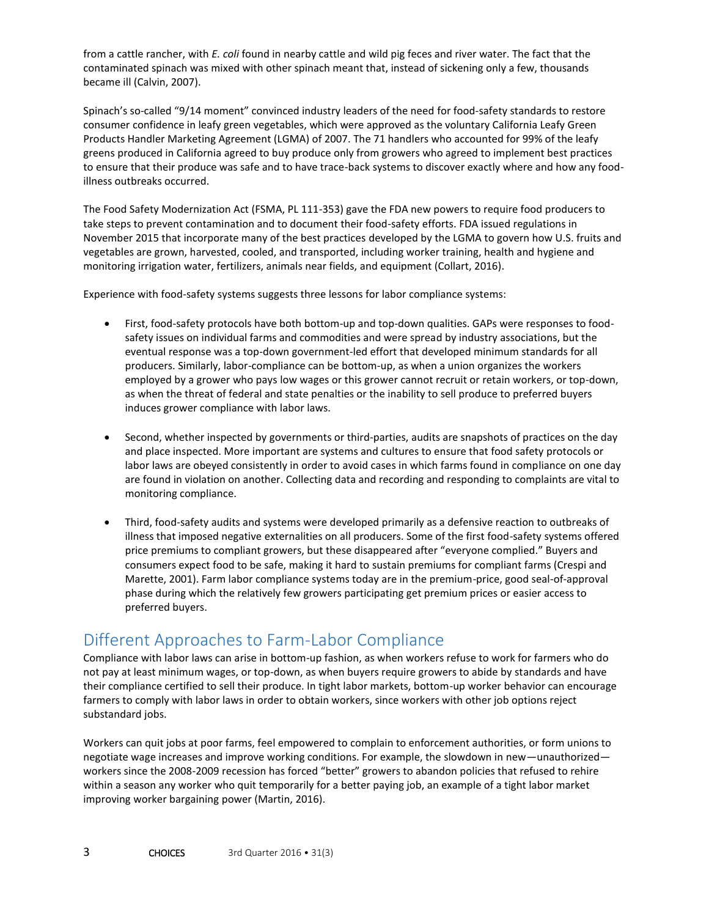from a cattle rancher, with *E. coli* found in nearby cattle and wild pig feces and river water. The fact that the contaminated spinach was mixed with other spinach meant that, instead of sickening only a few, thousands became ill (Calvin, 2007).

Spinach's so-called "9/14 moment" convinced industry leaders of the need for food-safety standards to restore consumer confidence in leafy green vegetables, which were approved as the voluntary California Leafy Green Products Handler Marketing Agreement (LGMA) of 2007. The 71 handlers who accounted for 99% of the leafy greens produced in California agreed to buy produce only from growers who agreed to implement best practices to ensure that their produce was safe and to have trace-back systems to discover exactly where and how any food-illness outbreaks occurred.

The Food Safety Modernization Act (FSMA, PL 111-353) gave the FDA new powers to require food producers to take steps to prevent contamination and to document their food-safety efforts. FDA issued regulations in November 2015 that incorporate many of the best practices developed by the LGMA to govern how U.S. fruits and vegetables are grown, harvested, cooled, and transported, including worker training, health and hygiene and monitoring irrigation water, fertilizers, animals near fields, and equipment (Collart, 2016).

Experience with food-safety systems suggests three lessons for labor compliance systems:

- First, food-safety protocols have both bottom-up and top-down qualities. GAPs were responses to food-safety issues on individual farms and commodities and were spread by industry associations, but the eventual response was a top-down government-led effort that developed minimum standards for all producers. Similarly, labor-compliance can be bottom-up, as when a union organizes the workers employed by a grower who pays low wages or this grower cannot recruit or retain workers, or top-down, as when the threat of federal and state penalties or the inability to sell produce to preferred buyers induces grower compliance with labor laws.

- Second, whether inspected by governments or third-parties, audits are snapshots of practices on the day and place inspected. More important are systems and cultures to ensure that food safety protocols or labor laws are obeyed consistently in order to avoid cases in which farms found in compliance on one day are found in violation on another. Collecting data and recording and responding to complaints are vital to monitoring compliance.

- Third, food-safety audits and systems were developed primarily as a defensive reaction to outbreaks of illness that imposed negative externalities on all producers. Some of the first food-safety systems offered price premiums to compliant growers, but these disappeared after "everyone complied." Buyers and consumers expect food to be safe, making it hard to sustain premiums for compliant farms (Crespi and Marette, 2001). Farm labor compliance systems today are in the premium-price, good seal-of-approval phase during which the relatively few growers participating get premium prices or easier access to preferred buyers.

## Different Approaches to Farm-Labor Compliance

Compliance with labor laws can arise in bottom-up fashion, as when workers refuse to work for farmers who do not pay at least minimum wages, or top-down, as when buyers require growers to abide by standards and have their compliance certified to sell their produce. In tight labor markets, bottom-up worker behavior can encourage farmers to comply with labor laws in order to obtain workers, since workers with other job options reject substandard jobs.

Workers can quit jobs at poor farms, feel empowered to complain to enforcement authorities, or form unions to negotiate wage increases and improve working conditions. For example, the slowdown in new—unauthorized—workers since the 2008-2009 recession has forced "better" growers to abandon policies that refused to rehire within a season any worker who quit temporarily for a better paying job, an example of a tight labor market improving worker bargaining power (Martin, 2016).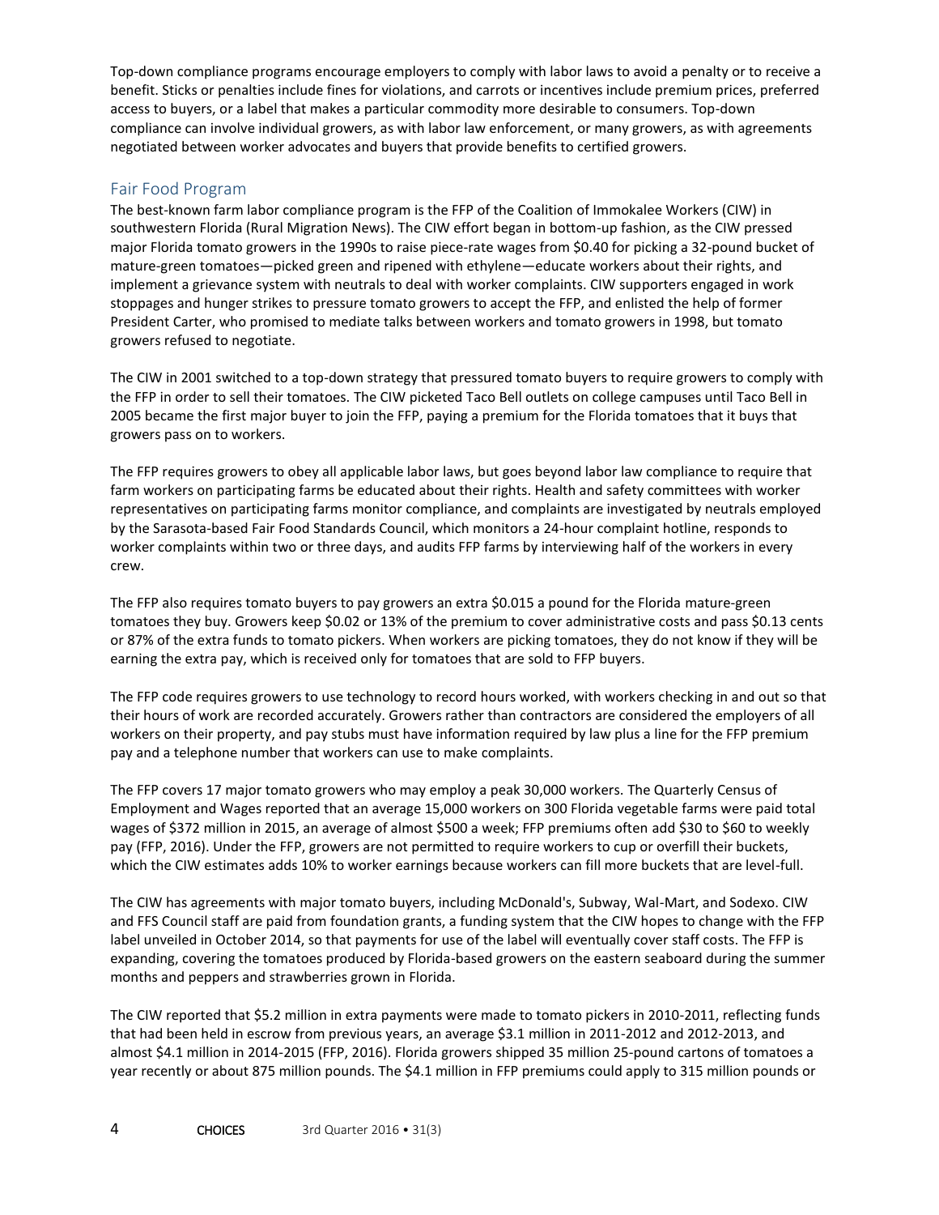Top-down compliance programs encourage employers to comply with labor laws to avoid a penalty or to receive a benefit. Sticks or penalties include fines for violations, and carrots or incentives include premium prices, preferred access to buyers, or a label that makes a particular commodity more desirable to consumers. Top-down compliance can involve individual growers, as with labor law enforcement, or many growers, as with agreements negotiated between worker advocates and buyers that provide benefits to certified growers.

## Fair Food Program

The best-known farm labor compliance program is the FFP of the Coalition of Immokalee Workers (CIW) in southwestern Florida (Rural Migration News). The CIW effort began in bottom-up fashion, as the CIW pressed major Florida tomato growers in the 1990s to raise piece-rate wages from $0.40 for picking a 32-pound bucket of mature-green tomatoes—picked green and ripened with ethylene—educate workers about their rights, and implement a grievance system with neutrals to deal with worker complaints. CIW supporters engaged in work stoppages and hunger strikes to pressure tomato growers to accept the FFP, and enlisted the help of former President Carter, who promised to mediate talks between workers and tomato growers in 1998, but tomato growers refused to negotiate.

The CIW in 2001 switched to a top-down strategy that pressured tomato buyers to require growers to comply with the FFP in order to sell their tomatoes. The CIW picketed Taco Bell outlets on college campuses until Taco Bell in 2005 became the first major buyer to join the FFP, paying a premium for the Florida tomatoes that it buys that growers pass on to workers.

The FFP requires growers to obey all applicable labor laws, but goes beyond labor law compliance to require that farm workers on participating farms be educated about their rights. Health and safety committees with worker representatives on participating farms monitor compliance, and complaints are investigated by neutrals employed by the Sarasota-based Fair Food Standards Council, which monitors a 24-hour complaint hotline, responds to worker complaints within two or three days, and audits FFP farms by interviewing half of the workers in every crew.

The FFP also requires tomato buyers to pay growers an extra $0.015 a pound for the Florida mature-green tomatoes they buy. Growers keep $0.02 or 13% of the premium to cover administrative costs and pass $0.13 cents or 87% of the extra funds to tomato pickers. When workers are picking tomatoes, they do not know if they will be earning the extra pay, which is received only for tomatoes that are sold to FFP buyers.

The FFP code requires growers to use technology to record hours worked, with workers checking in and out so that their hours of work are recorded accurately. Growers rather than contractors are considered the employers of all workers on their property, and pay stubs must have information required by law plus a line for the FFP premium pay and a telephone number that workers can use to make complaints.

The FFP covers 17 major tomato growers who may employ a peak 30,000 workers. The Quarterly Census of Employment and Wages reported that an average 15,000 workers on 300 Florida vegetable farms were paid total wages of $372 million in 2015, an average of almost $500 a week; FFP premiums often add $30 to $60 to weekly pay (FFP, 2016). Under the FFP, growers are not permitted to require workers to cup or overfill their buckets, which the CIW estimates adds 10% to worker earnings because workers can fill more buckets that are level-full.

The CIW has agreements with major tomato buyers, including McDonald's, Subway, Wal-Mart, and Sodexo. CIW and FFS Council staff are paid from foundation grants, a funding system that the CIW hopes to change with the FFP label unveiled in October 2014, so that payments for use of the label will eventually cover staff costs. The FFP is expanding, covering the tomatoes produced by Florida-based growers on the eastern seaboard during the summer months and peppers and strawberries grown in Florida.

The CIW reported that $5.2 million in extra payments were made to tomato pickers in 2010-2011, reflecting funds that had been held in escrow from previous years, an average $3.1 million in 2011-2012 and 2012-2013, and almost $4.1 million in 2014-2015 (FFP, 2016). Florida growers shipped 35 million 25-pound cartons of tomatoes a year recently or about 875 million pounds. The $4.1 million in FFP premiums could apply to 315 million pounds or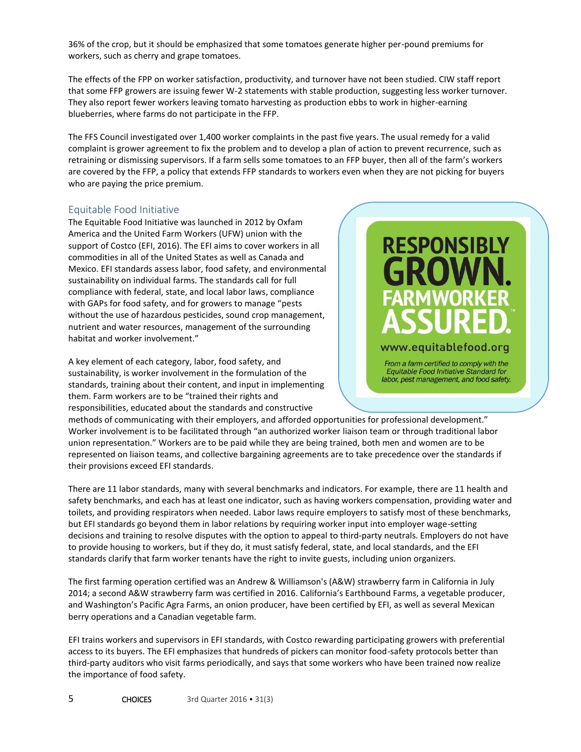36% of the crop, but it should be emphasized that some tomatoes generate higher per-pound premiums for workers, such as cherry and grape tomatoes.

The effects of the FPP on worker satisfaction, productivity, and turnover have not been studied. CIW staff report that some FFP growers are issuing fewer W-2 statements with stable production, suggesting less worker turnover. They also report fewer workers leaving tomato harvesting as production ebbs to work in higher-earning blueberries, where farms do not participate in the FFP.

The FFS Council investigated over 1,400 worker complaints in the past five years. The usual remedy for a valid complaint is grower agreement to fix the problem and to develop a plan of action to prevent recurrence, such as retraining or dismissing supervisors. If a farm sells some tomatoes to an FFP buyer, then all of the farm's workers are covered by the FFP, a policy that extends FFP standards to workers even when they are not picking for buyers who are paying the price premium.

## Equitable Food Initiative

The Equitable Food Initiative was launched in 2012 by Oxfam America and the United Farm Workers (UFW) union with the support of Costco (EFI, 2016). The EFI aims to cover workers in all commodities in all of the United States as well as Canada and Mexico. EFI standards assess labor, food safety, and environmental sustainability on individual farms. The standards call for full compliance with federal, state, and local labor laws, compliance with GAPs for food safety, and for growers to manage "pests without the use of hazardous pesticides, sound crop management, nutrient and water resources, management of the surrounding habitat and worker involvement."

RESPONSIBLY GROWN. FARMWORKER ASSURED.™

www.equitablefood.org

*From a farm certified to comply with the Equitable Food Initiative Standard for labor, pest management, and food safety.*

A key element of each category, labor, food safety, and sustainability, is worker involvement in the formulation of the standards, training about their content, and input in implementing them. Farm workers are to be "trained their rights and responsibilities, educated about the standards and constructive methods of communicating with their employers, and afforded opportunities for professional development." Worker involvement is to be facilitated through "an authorized worker liaison team or through traditional labor union representation." Workers are to be paid while they are being trained, both men and women are to be represented on liaison teams, and collective bargaining agreements are to take precedence over the standards if their provisions exceed EFI standards.

There are 11 labor standards, many with several benchmarks and indicators. For example, there are 11 health and safety benchmarks, and each has at least one indicator, such as having workers compensation, providing water and toilets, and providing respirators when needed. Labor laws require employers to satisfy most of these benchmarks, but EFI standards go beyond them in labor relations by requiring worker input into employer wage-setting decisions and training to resolve disputes with the option to appeal to third-party neutrals. Employers do not have to provide housing to workers, but if they do, it must satisfy federal, state, and local standards, and the EFI standards clarify that farm worker tenants have the right to invite guests, including union organizers.

The first farming operation certified was an Andrew & Williamson's (A&W) strawberry farm in California in July 2014; a second A&W strawberry farm was certified in 2016. California's Earthbound Farms, a vegetable producer, and Washington's Pacific Agra Farms, an onion producer, have been certified by EFI, as well as several Mexican berry operations and a Canadian vegetable farm.

EFI trains workers and supervisors in EFI standards, with Costco rewarding participating growers with preferential access to its buyers. The EFI emphasizes that hundreds of pickers can monitor food-safety protocols better than third-party auditors who visit farms periodically, and says that some workers who have been trained now realize the importance of food safety.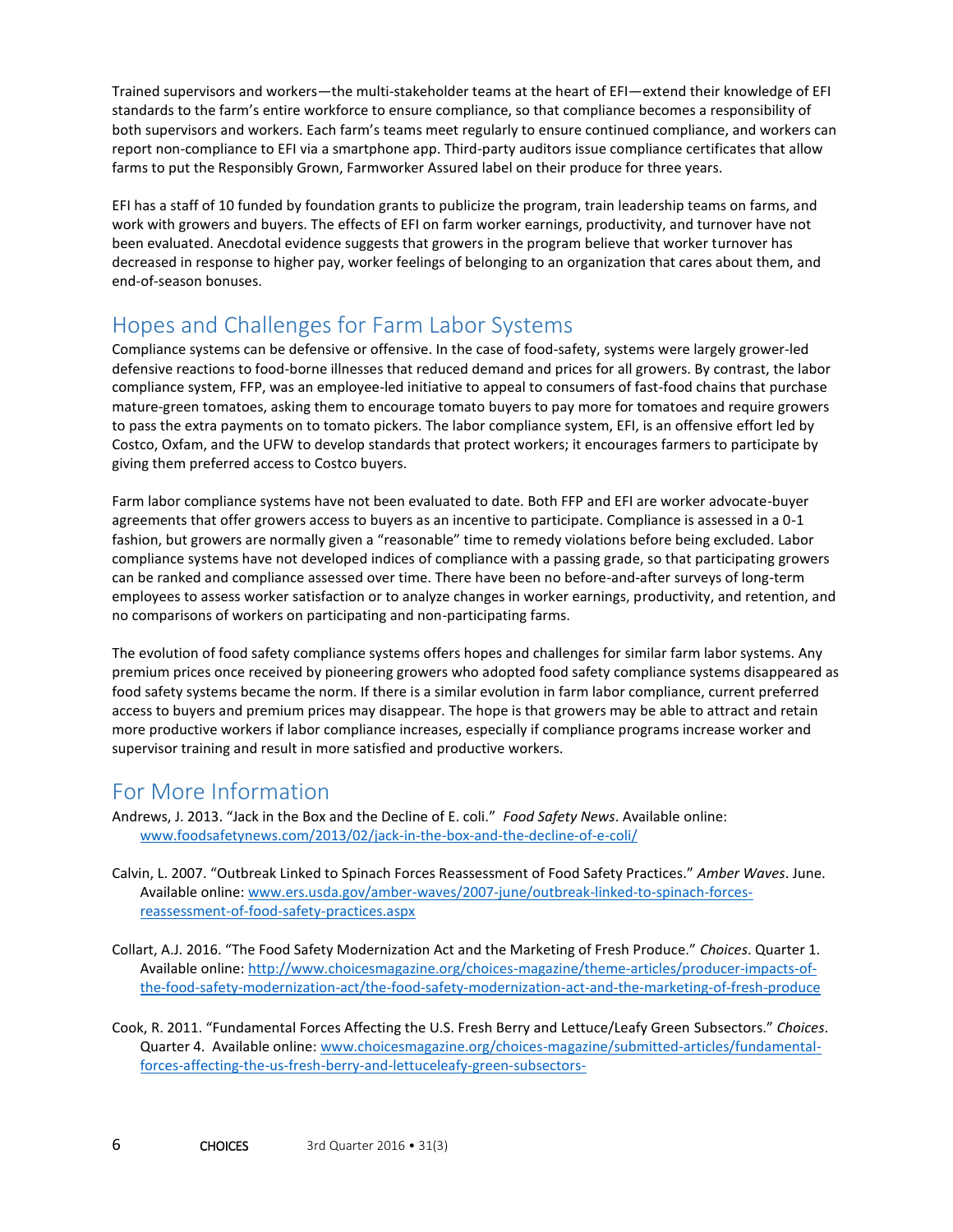Trained supervisors and workers—the multi-stakeholder teams at the heart of EFI—extend their knowledge of EFI standards to the farm's entire workforce to ensure compliance, so that compliance becomes a responsibility of both supervisors and workers. Each farm's teams meet regularly to ensure continued compliance, and workers can report non-compliance to EFI via a smartphone app. Third-party auditors issue compliance certificates that allow farms to put the Responsibly Grown, Farmworker Assured label on their produce for three years.

EFI has a staff of 10 funded by foundation grants to publicize the program, train leadership teams on farms, and work with growers and buyers. The effects of EFI on farm worker earnings, productivity, and turnover have not been evaluated. Anecdotal evidence suggests that growers in the program believe that worker turnover has decreased in response to higher pay, worker feelings of belonging to an organization that cares about them, and end-of-season bonuses.

## Hopes and Challenges for Farm Labor Systems

Compliance systems can be defensive or offensive. In the case of food-safety, systems were largely grower-led defensive reactions to food-borne illnesses that reduced demand and prices for all growers. By contrast, the labor compliance system, FFP, was an employee-led initiative to appeal to consumers of fast-food chains that purchase mature-green tomatoes, asking them to encourage tomato buyers to pay more for tomatoes and require growers to pass the extra payments on to tomato pickers. The labor compliance system, EFI, is an offensive effort led by Costco, Oxfam, and the UFW to develop standards that protect workers; it encourages farmers to participate by giving them preferred access to Costco buyers.

Farm labor compliance systems have not been evaluated to date. Both FFP and EFI are worker advocate-buyer agreements that offer growers access to buyers as an incentive to participate. Compliance is assessed in a 0-1 fashion, but growers are normally given a "reasonable" time to remedy violations before being excluded. Labor compliance systems have not developed indices of compliance with a passing grade, so that participating growers can be ranked and compliance assessed over time. There have been no before-and-after surveys of long-term employees to assess worker satisfaction or to analyze changes in worker earnings, productivity, and retention, and no comparisons of workers on participating and non-participating farms.

The evolution of food safety compliance systems offers hopes and challenges for similar farm labor systems. Any premium prices once received by pioneering growers who adopted food safety compliance systems disappeared as food safety systems became the norm. If there is a similar evolution in farm labor compliance, current preferred access to buyers and premium prices may disappear. The hope is that growers may be able to attract and retain more productive workers if labor compliance increases, especially if compliance programs increase worker and supervisor training and result in more satisfied and productive workers.

## For More Information

Andrews, J. 2013. "Jack in the Box and the Decline of E. coli." *Food Safety News*. Available online: www.foodsafetynews.com/2013/02/jack-in-the-box-and-the-decline-of-e-coli/

Calvin, L. 2007. "Outbreak Linked to Spinach Forces Reassessment of Food Safety Practices." *Amber Waves*. June. Available online: www.ers.usda.gov/amber-waves/2007-june/outbreak-linked-to-spinach-forces-reassessment-of-food-safety-practices.aspx

Collart, A.J. 2016. "The Food Safety Modernization Act and the Marketing of Fresh Produce." *Choices*. Quarter 1. Available online: http://www.choicesmagazine.org/choices-magazine/theme-articles/producer-impacts-of-the-food-safety-modernization-act/the-food-safety-modernization-act-and-the-marketing-of-fresh-produce

Cook, R. 2011. "Fundamental Forces Affecting the U.S. Fresh Berry and Lettuce/Leafy Green Subsectors." *Choices*. Quarter 4. Available online: www.choicesmagazine.org/choices-magazine/submitted-articles/fundamental-forces-affecting-the-us-fresh-berry-and-lettuceleafy-green-subsectors-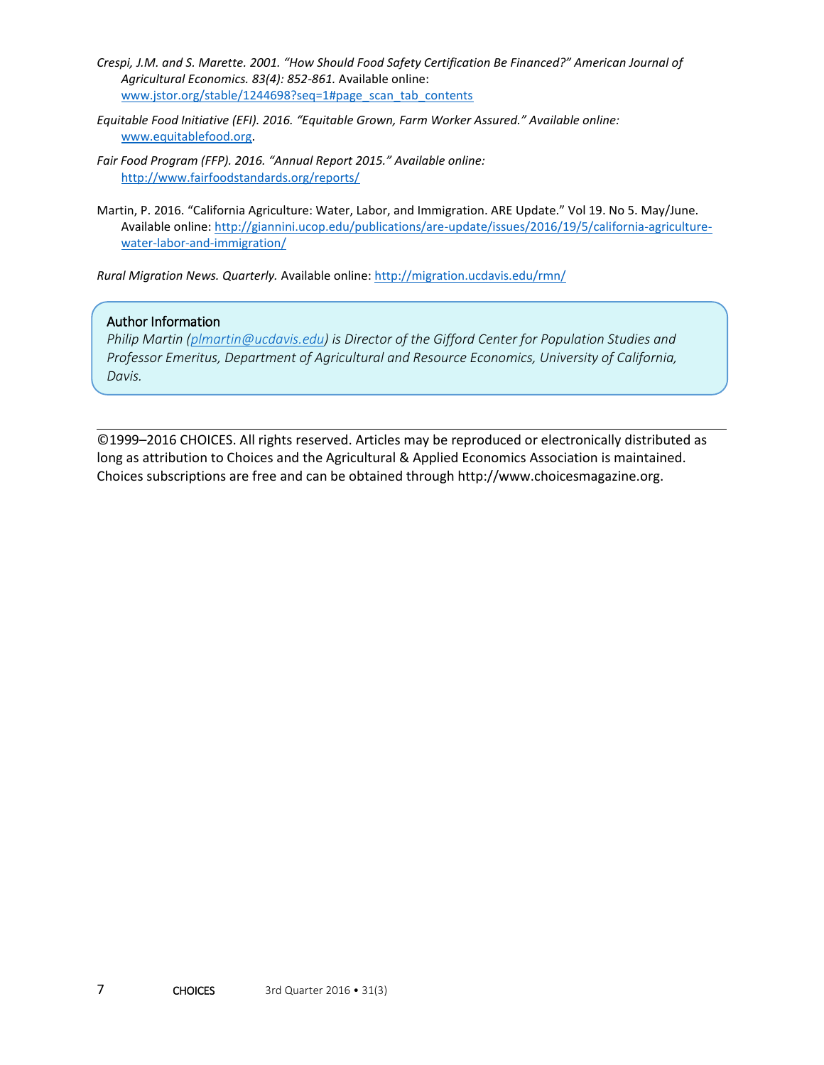*Crespi, J.M. and S. Marette. 2001. "How Should Food Safety Certification Be Financed?" American Journal of Agricultural Economics. 83(4): 852-861.* Available online: www.jstor.org/stable/1244698?seq=1#page_scan_tab_contents

*Equitable Food Initiative (EFI). 2016. "Equitable Grown, Farm Worker Assured." Available online:* www.equitablefood.org.

*Fair Food Program (FFP). 2016. "Annual Report 2015." Available online:* http://www.fairfoodstandards.org/reports/

Martin, P. 2016. "California Agriculture: Water, Labor, and Immigration. ARE Update." Vol 19. No 5. May/June. Available online: http://giannini.ucop.edu/publications/are-update/issues/2016/19/5/california-agriculture-water-labor-and-immigration/

*Rural Migration News. Quarterly.* Available online: http://migration.ucdavis.edu/rmn/

### Author Information

*Philip Martin (plmartin@ucdavis.edu) is Director of the Gifford Center for Population Studies and Professor Emeritus, Department of Agricultural and Resource Economics, University of California, Davis.*

---

©1999–2016 CHOICES. All rights reserved. Articles may be reproduced or electronically distributed as long as attribution to Choices and the Agricultural & Applied Economics Association is maintained. Choices subscriptions are free and can be obtained through http://www.choicesmagazine.org.